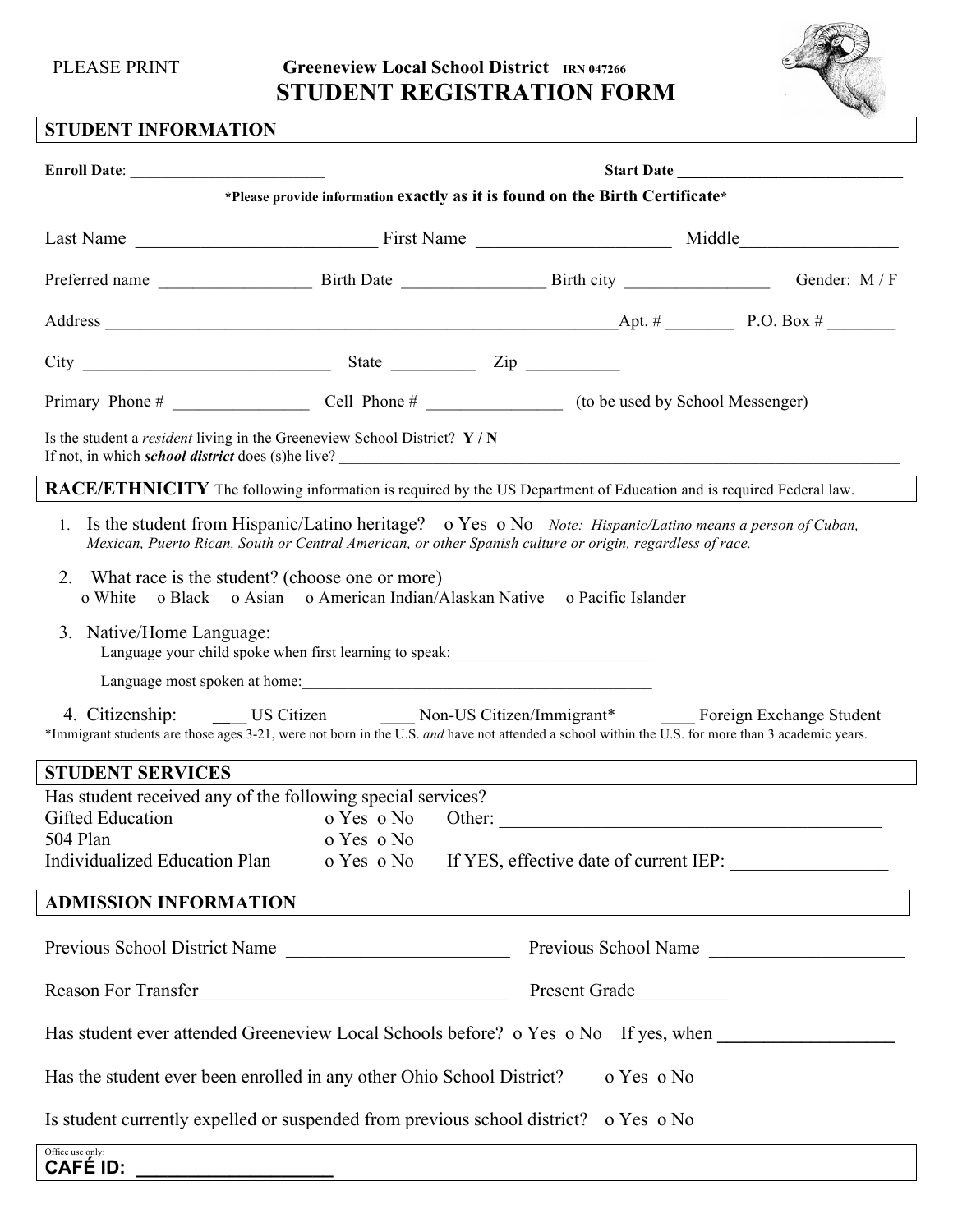PLEASE PRINT

**Greeneview Local School District** IRN 047266

# STUDENT REGISTRATION FORM

## STUDENT INFORMATION

**Enroll Date**: ________________________ **Start Date** ____________________________

**\*Please provide information exactly as it is found on the Birth Certificate\***

Last Name __________________________ First Name _____________________ Middle_________________

Preferred name _________________ Birth Date ________________ Birth city ________________ Gender: M / F

Address ____________________________________________________________Apt. # ________ P.O. Box # ________

City _____________________________ State __________ Zip ___________

Primary Phone # ________________ Cell Phone # ________________ (to be used by School Messenger)

Is the student a *resident* living in the Greeneview School District? **Y / N**
If not, in which ***school district*** does (s)he live? ____________________________________________________________

## RACE/ETHNICITY

The following information is required by the US Department of Education and is required Federal law.

1. Is the student from Hispanic/Latino heritage? o Yes o No *Note: Hispanic/Latino means a person of Cuban, Mexican, Puerto Rican, South or Central American, or other Spanish culture or origin, regardless of race.*
2. What race is the student? (choose one or more)
   o White o Black o Asian o American Indian/Alaskan Native o Pacific Islander
3. Native/Home Language:
   Language your child spoke when first learning to speak:_________________________
   Language most spoken at home:_____________________________________________
4. Citizenship: ___ US Citizen ____ Non-US Citizen/Immigrant\* ____ Foreign Exchange Student

\*Immigrant students are those ages 3-21, were not born in the U.S. *and* have not attended a school within the U.S. for more than 3 academic years.

## STUDENT SERVICES

Has student received any of the following special services?

Gifted Education o Yes o No Other: ___________________________________________

504 Plan o Yes o No

Individualized Education Plan o Yes o No If YES, effective date of current IEP: ________________

## ADMISSION INFORMATION

Previous School District Name ________________________ Previous School Name _____________________

Reason For Transfer__________________________________ Present Grade__________

Has student ever attended Greeneview Local Schools before? o Yes o No If yes, when ___________________

Has the student ever been enrolled in any other Ohio School District? o Yes o No

Is student currently expelled or suspended from previous school district? o Yes o No

Office use only:
**CAFÉ ID:** ____________________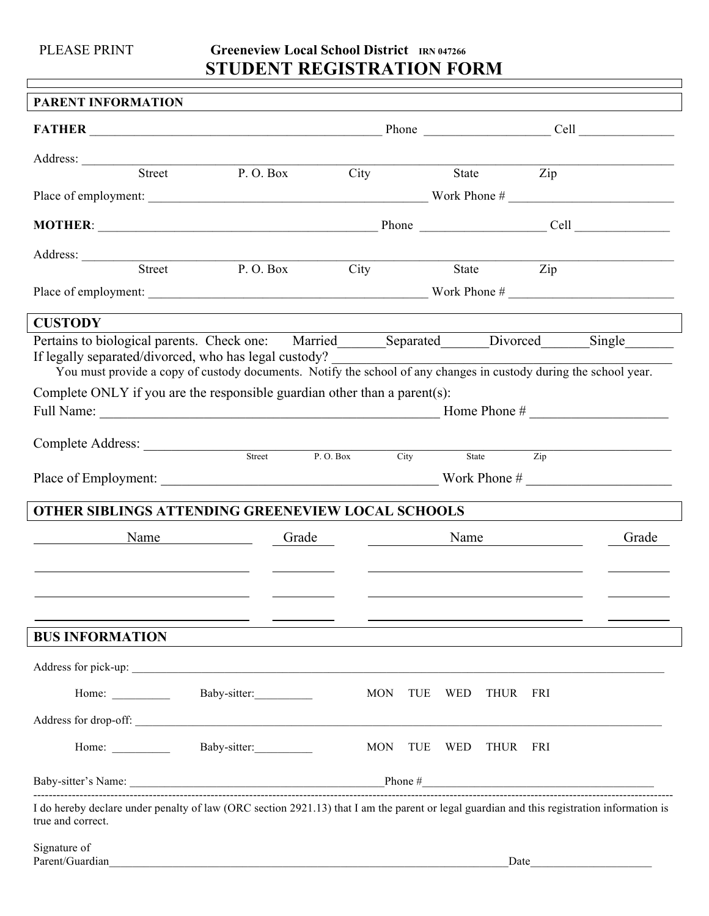PLEASE PRINT

**Greeneview Local School District** IRN 047266

# STUDENT REGISTRATION FORM

## PARENT INFORMATION

**FATHER** ______________________________ Phone ______________ Cell ______________

Address: ______________________________________________________________
Street    P. O. Box    City    State    Zip

Place of employment: ______________________________ Work Phone # ______________

**MOTHER**: ______________________________ Phone ______________ Cell ______________

Address: ______________________________________________________________
Street    P. O. Box    City    State    Zip

Place of employment: ______________________________ Work Phone # ______________

## CUSTODY

Pertains to biological parents. Check one: Married_______ Separated_______ Divorced_______ Single_______

If legally separated/divorced, who has legal custody? ______________________________

You must provide a copy of custody documents. Notify the school of any changes in custody during the school year.

Complete ONLY if you are the responsible guardian other than a parent(s):

Full Name: ______________________________ Home Phone # ______________

Complete Address: ______________________________________________________
Street    P. O. Box    City    State    Zip

Place of Employment: ______________________________ Work Phone # ______________

## OTHER SIBLINGS ATTENDING GREENEVIEW LOCAL SCHOOLS

| Name | Grade | Name | Grade |
|---|---|---|---|
| | | | |
| | | | |
| | | | |

## BUS INFORMATION

Address for pick-up: ______________________________________________________

Home: __________ Baby-sitter:__________ MON TUE WED THUR FRI

Address for drop-off: ______________________________________________________

Home: __________ Baby-sitter:__________ MON TUE WED THUR FRI

Baby-sitter's Name: ______________________________ Phone #______________________________

---

I do hereby declare under penalty of law (ORC section 2921.13) that I am the parent or legal guardian and this registration information is true and correct.

Signature of Parent/Guardian______________________________________________ Date______________